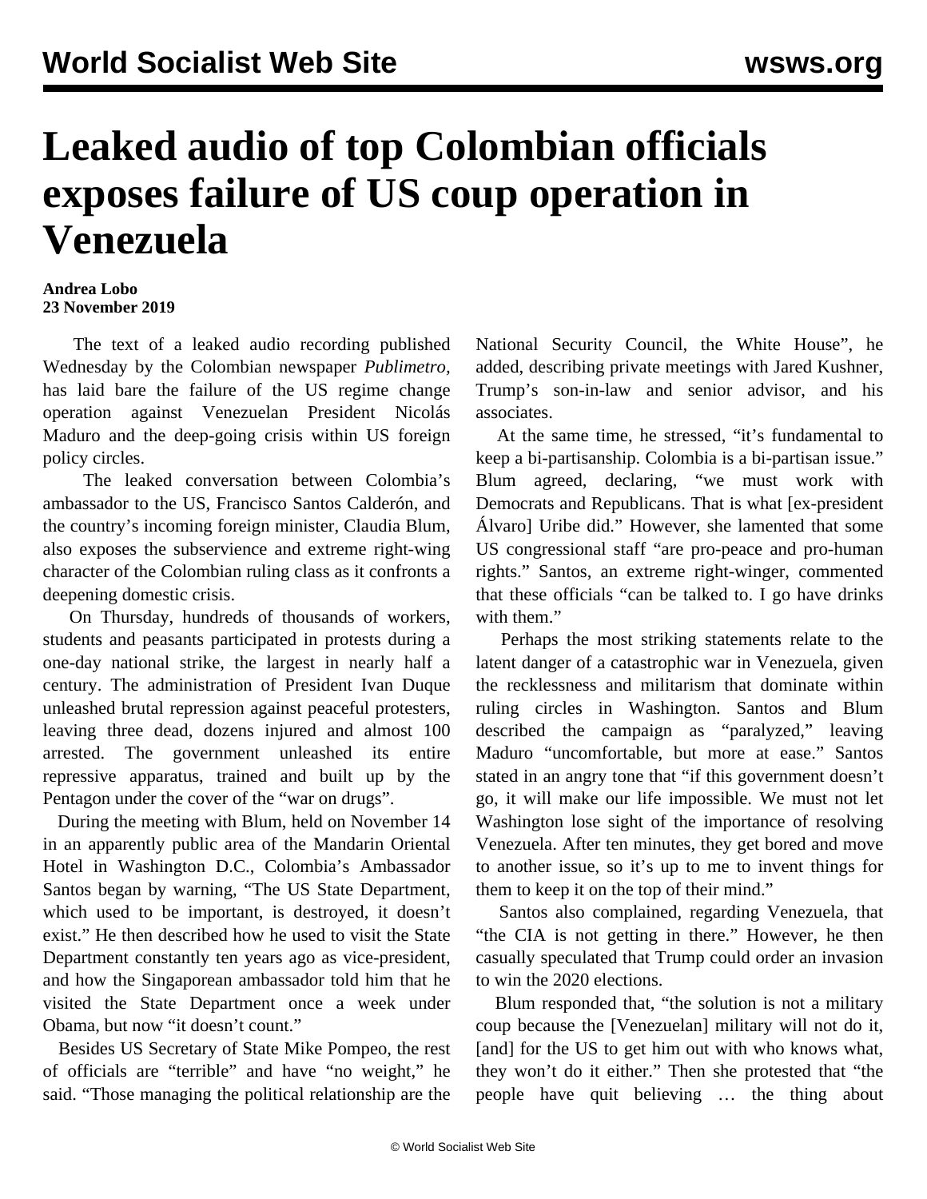# Leaked audio of top Colombian officials exposes failure of US coup operation in Venezuela

**Andrea Lobo**
**23 November 2019**

The text of a leaked audio recording published Wednesday by the Colombian newspaper *Publimetro*, has laid bare the failure of the US regime change operation against Venezuelan President Nicolás Maduro and the deep-going crisis within US foreign policy circles.

The leaked conversation between Colombia's ambassador to the US, Francisco Santos Calderón, and the country's incoming foreign minister, Claudia Blum, also exposes the subservience and extreme right-wing character of the Colombian ruling class as it confronts a deepening domestic crisis.

On Thursday, hundreds of thousands of workers, students and peasants participated in protests during a one-day national strike, the largest in nearly half a century. The administration of President Ivan Duque unleashed brutal repression against peaceful protesters, leaving three dead, dozens injured and almost 100 arrested. The government unleashed its entire repressive apparatus, trained and built up by the Pentagon under the cover of the "war on drugs".

During the meeting with Blum, held on November 14 in an apparently public area of the Mandarin Oriental Hotel in Washington D.C., Colombia's Ambassador Santos began by warning, "The US State Department, which used to be important, is destroyed, it doesn't exist." He then described how he used to visit the State Department constantly ten years ago as vice-president, and how the Singaporean ambassador told him that he visited the State Department once a week under Obama, but now "it doesn't count."

Besides US Secretary of State Mike Pompeo, the rest of officials are "terrible" and have "no weight," he said. "Those managing the political relationship are the National Security Council, the White House", he added, describing private meetings with Jared Kushner, Trump's son-in-law and senior advisor, and his associates.

At the same time, he stressed, "it's fundamental to keep a bi-partisanship. Colombia is a bi-partisan issue." Blum agreed, declaring, "we must work with Democrats and Republicans. That is what [ex-president Álvaro] Uribe did." However, she lamented that some US congressional staff "are pro-peace and pro-human rights." Santos, an extreme right-winger, commented that these officials "can be talked to. I go have drinks with them."

Perhaps the most striking statements relate to the latent danger of a catastrophic war in Venezuela, given the recklessness and militarism that dominate within ruling circles in Washington. Santos and Blum described the campaign as "paralyzed," leaving Maduro "uncomfortable, but more at ease." Santos stated in an angry tone that "if this government doesn't go, it will make our life impossible. We must not let Washington lose sight of the importance of resolving Venezuela. After ten minutes, they get bored and move to another issue, so it's up to me to invent things for them to keep it on the top of their mind."

Santos also complained, regarding Venezuela, that "the CIA is not getting in there." However, he then casually speculated that Trump could order an invasion to win the 2020 elections.

Blum responded that, "the solution is not a military coup because the [Venezuelan] military will not do it, [and] for the US to get him out with who knows what, they won't do it either." Then she protested that "the people have quit believing … the thing about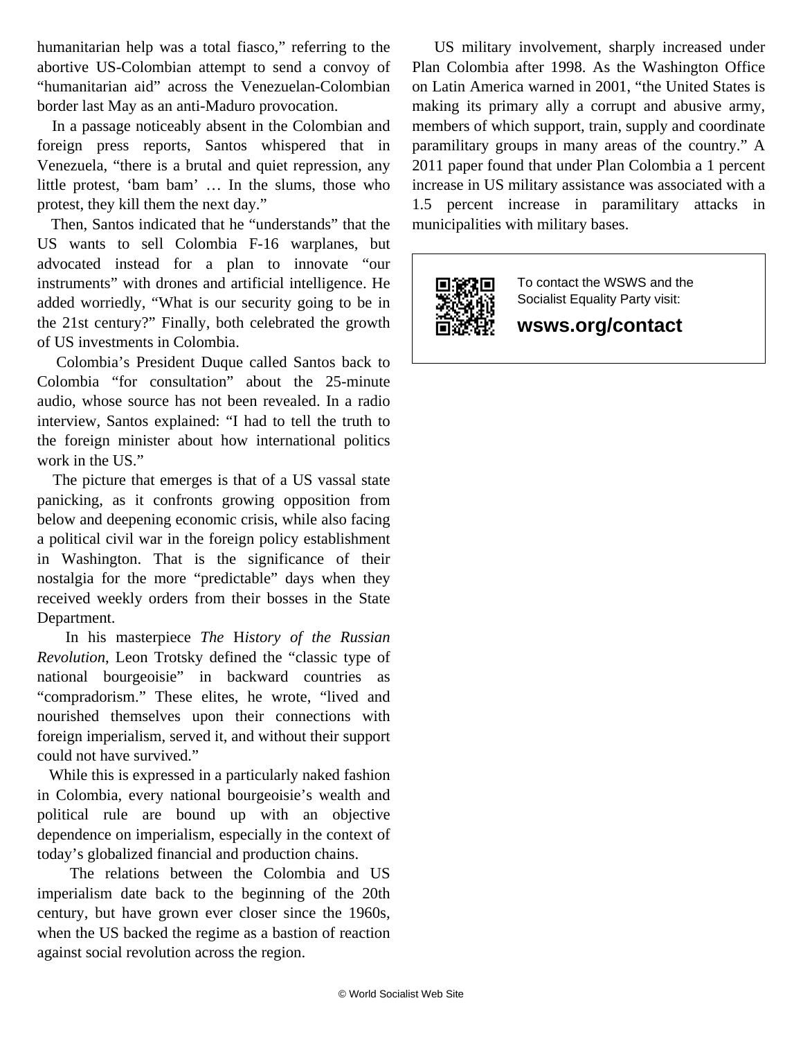humanitarian help was a total fiasco," referring to the abortive US-Colombian attempt to send a convoy of "humanitarian aid" across the Venezuelan-Colombian border last May as an anti-Maduro provocation.

In a passage noticeably absent in the Colombian and foreign press reports, Santos whispered that in Venezuela, "there is a brutal and quiet repression, any little protest, 'bam bam' … In the slums, those who protest, they kill them the next day."

Then, Santos indicated that he "understands" that the US wants to sell Colombia F-16 warplanes, but advocated instead for a plan to innovate "our instruments" with drones and artificial intelligence. He added worriedly, "What is our security going to be in the 21st century?" Finally, both celebrated the growth of US investments in Colombia.

Colombia's President Duque called Santos back to Colombia "for consultation" about the 25-minute audio, whose source has not been revealed. In a radio interview, Santos explained: "I had to tell the truth to the foreign minister about how international politics work in the US."

The picture that emerges is that of a US vassal state panicking, as it confronts growing opposition from below and deepening economic crisis, while also facing a political civil war in the foreign policy establishment in Washington. That is the significance of their nostalgia for the more "predictable" days when they received weekly orders from their bosses in the State Department.

In his masterpiece *The History of the Russian Revolution*, Leon Trotsky defined the "classic type of national bourgeoisie" in backward countries as "compradorism." These elites, he wrote, "lived and nourished themselves upon their connections with foreign imperialism, served it, and without their support could not have survived."

While this is expressed in a particularly naked fashion in Colombia, every national bourgeoisie's wealth and political rule are bound up with an objective dependence on imperialism, especially in the context of today's globalized financial and production chains.

The relations between the Colombia and US imperialism date back to the beginning of the 20th century, but have grown ever closer since the 1960s, when the US backed the regime as a bastion of reaction against social revolution across the region.

US military involvement, sharply increased under Plan Colombia after 1998. As the Washington Office on Latin America warned in 2001, "the United States is making its primary ally a corrupt and abusive army, members of which support, train, supply and coordinate paramilitary groups in many areas of the country." A 2011 paper found that under Plan Colombia a 1 percent increase in US military assistance was associated with a 1.5 percent increase in paramilitary attacks in municipalities with military bases.

To contact the WSWS and the Socialist Equality Party visit:

**wsws.org/contact**